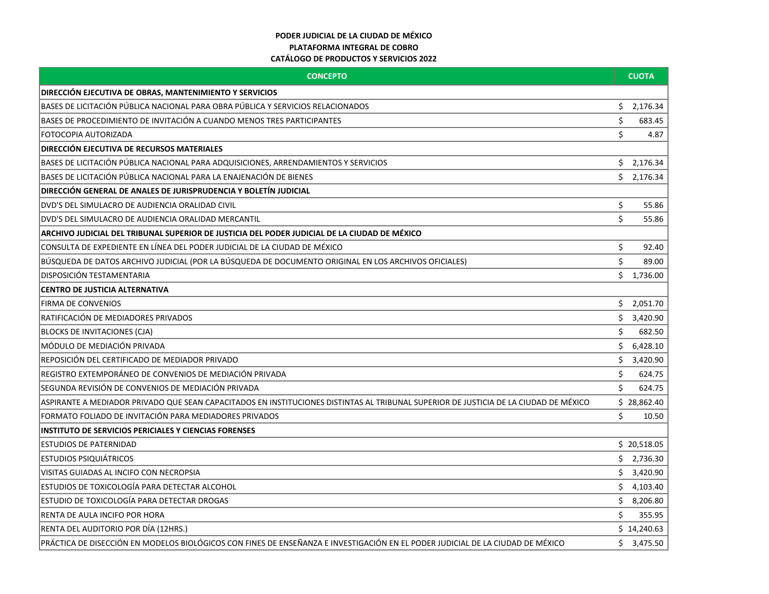**PODER JUDICIAL DE LA CIUDAD DE MÉXICO**
**PLATAFORMA INTEGRAL DE COBRO**
**CATÁLOGO DE PRODUCTOS Y SERVICIOS 2022**

| CONCEPTO | CUOTA |
|---|---|
| **DIRECCIÓN EJECUTIVA DE OBRAS, MANTENIMIENTO Y SERVICIOS** | |
| BASES DE LICITACIÓN PÚBLICA NACIONAL PARA OBRA PÚBLICA Y SERVICIOS RELACIONADOS | $ 2,176.34 |
| BASES DE PROCEDIMIENTO DE INVITACIÓN A CUANDO MENOS TRES PARTICIPANTES | $ 683.45 |
| FOTOCOPIA AUTORIZADA | $ 4.87 |
| **DIRECCIÓN EJECUTIVA DE RECURSOS MATERIALES** | |
| BASES DE LICITACIÓN PÚBLICA NACIONAL PARA ADQUISICIONES, ARRENDAMIENTOS Y SERVICIOS | $ 2,176.34 |
| BASES DE LICITACIÓN PÚBLICA NACIONAL PARA LA ENAJENACIÓN DE BIENES | $ 2,176.34 |
| **DIRECCIÓN GENERAL DE ANALES DE JURISPRUDENCIA Y BOLETÍN JUDICIAL** | |
| DVD'S DEL SIMULACRO DE AUDIENCIA ORALIDAD CIVIL | $ 55.86 |
| DVD'S DEL SIMULACRO DE AUDIENCIA ORALIDAD MERCANTIL | $ 55.86 |
| **ARCHIVO JUDICIAL DEL TRIBUNAL SUPERIOR DE JUSTICIA DEL PODER JUDICIAL DE LA CIUDAD DE MÉXICO** | |
| CONSULTA DE EXPEDIENTE EN LÍNEA DEL PODER JUDICIAL DE LA CIUDAD DE MÉXICO | $ 92.40 |
| BÚSQUEDA DE DATOS ARCHIVO JUDICIAL (POR LA BÚSQUEDA DE DOCUMENTO ORIGINAL EN LOS ARCHIVOS OFICIALES) | $ 89.00 |
| DISPOSICIÓN TESTAMENTARIA | $ 1,736.00 |
| **CENTRO DE JUSTICIA ALTERNATIVA** | |
| FIRMA DE CONVENIOS | $ 2,051.70 |
| RATIFICACIÓN DE MEDIADORES PRIVADOS | $ 3,420.90 |
| BLOCKS DE INVITACIONES (CJA) | $ 682.50 |
| MÓDULO DE MEDIACIÓN PRIVADA | $ 6,428.10 |
| REPOSICIÓN DEL CERTIFICADO DE MEDIADOR PRIVADO | $ 3,420.90 |
| REGISTRO EXTEMPORÁNEO DE CONVENIOS DE MEDIACIÓN PRIVADA | $ 624.75 |
| SEGUNDA REVISIÓN DE CONVENIOS DE MEDIACIÓN PRIVADA | $ 624.75 |
| ASPIRANTE A MEDIADOR PRIVADO QUE SEAN CAPACITADOS EN INSTITUCIONES DISTINTAS AL TRIBUNAL SUPERIOR DE JUSTICIA DE LA CIUDAD DE MÉXICO | $ 28,862.40 |
| FORMATO FOLIADO DE INVITACIÓN PARA MEDIADORES PRIVADOS | $ 10.50 |
| **INSTITUTO DE SERVICIOS PERICIALES Y CIENCIAS FORENSES** | |
| ESTUDIOS DE PATERNIDAD | $ 20,518.05 |
| ESTUDIOS PSIQUIÁTRICOS | $ 2,736.30 |
| VISITAS GUIADAS AL INCIFO CON NECROPSIA | $ 3,420.90 |
| ESTUDIOS DE TOXICOLOGÍA PARA DETECTAR ALCOHOL | $ 4,103.40 |
| ESTUDIO DE TOXICOLOGÍA PARA DETECTAR DROGAS | $ 8,206.80 |
| RENTA DE AULA INCIFO POR HORA | $ 355.95 |
| RENTA DEL AUDITORIO POR DÍA (12HRS.) | $ 14,240.63 |
| PRÁCTICA DE DISECCIÓN EN MODELOS BIOLÓGICOS CON FINES DE ENSEÑANZA E INVESTIGACIÓN EN EL PODER JUDICIAL DE LA CIUDAD DE MÉXICO | $ 3,475.50 |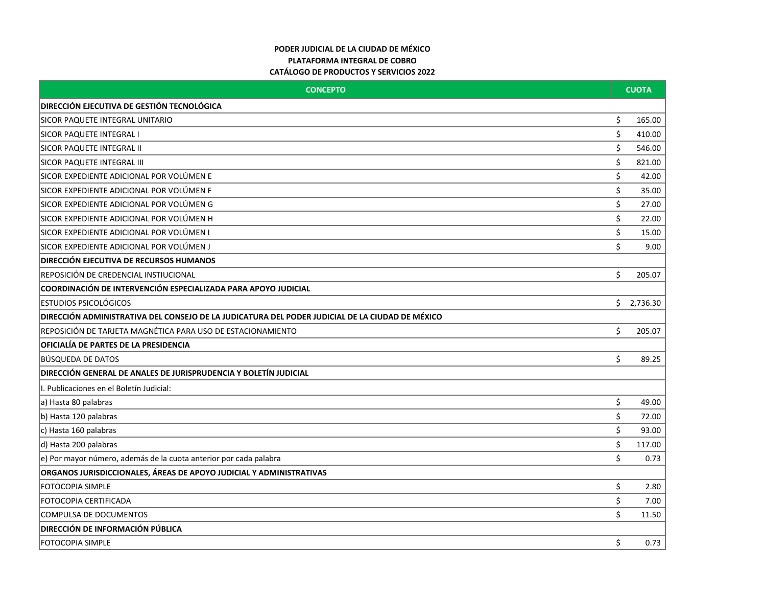**PODER JUDICIAL DE LA CIUDAD DE MÉXICO**
**PLATAFORMA INTEGRAL DE COBRO**
**CATÁLOGO DE PRODUCTOS Y SERVICIOS 2022**

| CONCEPTO | CUOTA |
|---|---|
| **DIRECCIÓN EJECUTIVA DE GESTIÓN TECNOLÓGICA** | |
| SICOR PAQUETE INTEGRAL UNITARIO | $ 165.00 |
| SICOR PAQUETE INTEGRAL I | $ 410.00 |
| SICOR PAQUETE INTEGRAL II | $ 546.00 |
| SICOR PAQUETE INTEGRAL III | $ 821.00 |
| SICOR EXPEDIENTE ADICIONAL POR VOLÚMEN E | $ 42.00 |
| SICOR EXPEDIENTE ADICIONAL POR VOLÚMEN F | $ 35.00 |
| SICOR EXPEDIENTE ADICIONAL POR VOLÚMEN G | $ 27.00 |
| SICOR EXPEDIENTE ADICIONAL POR VOLÚMEN H | $ 22.00 |
| SICOR EXPEDIENTE ADICIONAL POR VOLÚMEN I | $ 15.00 |
| SICOR EXPEDIENTE ADICIONAL POR VOLÚMEN J | $ 9.00 |
| **DIRECCIÓN EJECUTIVA DE RECURSOS HUMANOS** | |
| REPOSICIÓN DE CREDENCIAL INSTIUCIONAL | $ 205.07 |
| **COORDINACIÓN DE INTERVENCIÓN ESPECIALIZADA PARA APOYO JUDICIAL** | |
| ESTUDIOS PSICOLÓGICOS | $ 2,736.30 |
| **DIRECCIÓN ADMINISTRATIVA DEL CONSEJO DE LA JUDICATURA DEL PODER JUDICIAL DE LA CIUDAD DE MÉXICO** | |
| REPOSICIÓN DE TARJETA MAGNÉTICA PARA USO DE ESTACIONAMIENTO | $ 205.07 |
| **OFICIALÍA DE PARTES DE LA PRESIDENCIA** | |
| BÚSQUEDA DE DATOS | $ 89.25 |
| **DIRECCIÓN GENERAL DE ANALES DE JURISPRUDENCIA Y BOLETÍN JUDICIAL** | |
| I. Publicaciones en el Boletín Judicial: | |
| a) Hasta 80 palabras | $ 49.00 |
| b) Hasta 120 palabras | $ 72.00 |
| c) Hasta 160 palabras | $ 93.00 |
| d) Hasta 200 palabras | $ 117.00 |
| e) Por mayor número, además de la cuota anterior por cada palabra | $ 0.73 |
| **ORGANOS JURISDICCIONALES, ÁREAS DE APOYO JUDICIAL Y ADMINISTRATIVAS** | |
| FOTOCOPIA SIMPLE | $ 2.80 |
| FOTOCOPIA CERTIFICADA | $ 7.00 |
| COMPULSA DE DOCUMENTOS | $ 11.50 |
| **DIRECCIÓN DE INFORMACIÓN PÚBLICA** | |
| FOTOCOPIA SIMPLE | $ 0.73 |